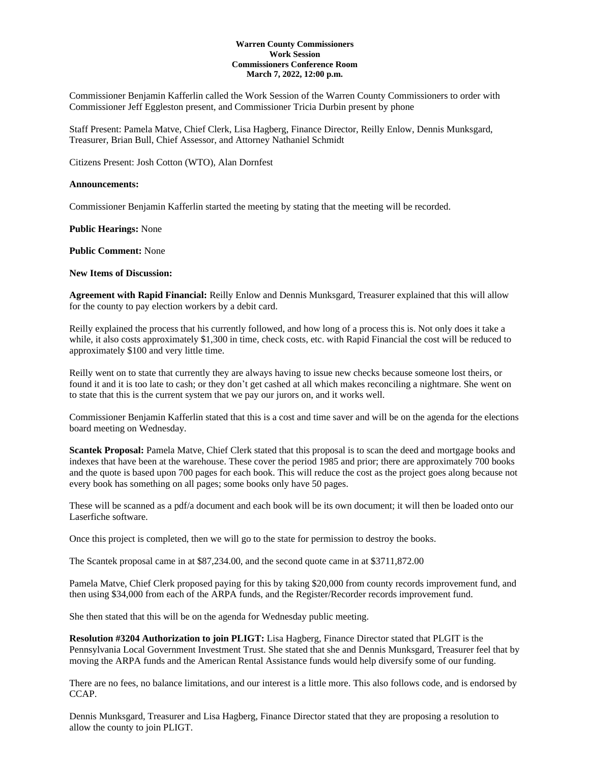**Warren County Commissioners**
**Work Session**
**Commissioners Conference Room**
**March 7, 2022, 12:00 p.m.**

Commissioner Benjamin Kafferlin called the Work Session of the Warren County Commissioners to order with Commissioner Jeff Eggleston present, and Commissioner Tricia Durbin present by phone

Staff Present: Pamela Matve, Chief Clerk, Lisa Hagberg, Finance Director, Reilly Enlow, Dennis Munksgard, Treasurer, Brian Bull, Chief Assessor, and Attorney Nathaniel Schmidt

Citizens Present: Josh Cotton (WTO), Alan Dornfest

**Announcements:**

Commissioner Benjamin Kafferlin started the meeting by stating that the meeting will be recorded.

**Public Hearings:** None

**Public Comment:** None

**New Items of Discussion:**

**Agreement with Rapid Financial:** Reilly Enlow and Dennis Munksgard, Treasurer explained that this will allow for the county to pay election workers by a debit card.

Reilly explained the process that his currently followed, and how long of a process this is. Not only does it take a while, it also costs approximately $1,300 in time, check costs, etc. with Rapid Financial the cost will be reduced to approximately $100 and very little time.

Reilly went on to state that currently they are always having to issue new checks because someone lost theirs, or found it and it is too late to cash; or they don't get cashed at all which makes reconciling a nightmare. She went on to state that this is the current system that we pay our jurors on, and it works well.

Commissioner Benjamin Kafferlin stated that this is a cost and time saver and will be on the agenda for the elections board meeting on Wednesday.

**Scantek Proposal:** Pamela Matve, Chief Clerk stated that this proposal is to scan the deed and mortgage books and indexes that have been at the warehouse. These cover the period 1985 and prior; there are approximately 700 books and the quote is based upon 700 pages for each book. This will reduce the cost as the project goes along because not every book has something on all pages; some books only have 50 pages.

These will be scanned as a pdf/a document and each book will be its own document; it will then be loaded onto our Laserfiche software.

Once this project is completed, then we will go to the state for permission to destroy the books.

The Scantek proposal came in at $87,234.00, and the second quote came in at $3711,872.00

Pamela Matve, Chief Clerk proposed paying for this by taking $20,000 from county records improvement fund, and then using $34,000 from each of the ARPA funds, and the Register/Recorder records improvement fund.

She then stated that this will be on the agenda for Wednesday public meeting.

**Resolution #3204 Authorization to join PLIGT:** Lisa Hagberg, Finance Director stated that PLGIT is the Pennsylvania Local Government Investment Trust. She stated that she and Dennis Munksgard, Treasurer feel that by moving the ARPA funds and the American Rental Assistance funds would help diversify some of our funding.

There are no fees, no balance limitations, and our interest is a little more. This also follows code, and is endorsed by CCAP.

Dennis Munksgard, Treasurer and Lisa Hagberg, Finance Director stated that they are proposing a resolution to allow the county to join PLIGT.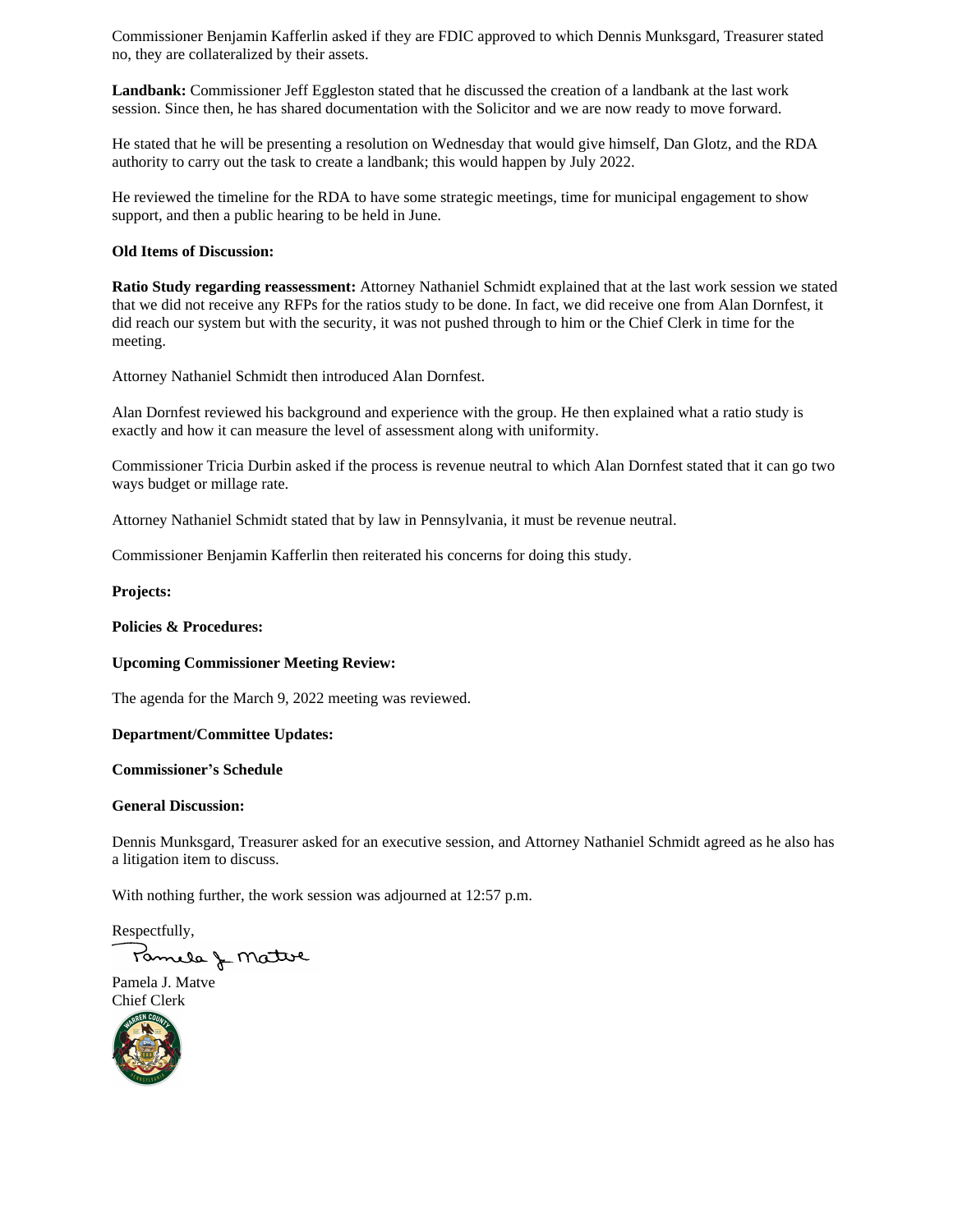Commissioner Benjamin Kafferlin asked if they are FDIC approved to which Dennis Munksgard, Treasurer stated no, they are collateralized by their assets.

**Landbank:** Commissioner Jeff Eggleston stated that he discussed the creation of a landbank at the last work session. Since then, he has shared documentation with the Solicitor and we are now ready to move forward.

He stated that he will be presenting a resolution on Wednesday that would give himself, Dan Glotz, and the RDA authority to carry out the task to create a landbank; this would happen by July 2022.

He reviewed the timeline for the RDA to have some strategic meetings, time for municipal engagement to show support, and then a public hearing to be held in June.

**Old Items of Discussion:**

**Ratio Study regarding reassessment:** Attorney Nathaniel Schmidt explained that at the last work session we stated that we did not receive any RFPs for the ratios study to be done. In fact, we did receive one from Alan Dornfest, it did reach our system but with the security, it was not pushed through to him or the Chief Clerk in time for the meeting.

Attorney Nathaniel Schmidt then introduced Alan Dornfest.

Alan Dornfest reviewed his background and experience with the group. He then explained what a ratio study is exactly and how it can measure the level of assessment along with uniformity.

Commissioner Tricia Durbin asked if the process is revenue neutral to which Alan Dornfest stated that it can go two ways budget or millage rate.

Attorney Nathaniel Schmidt stated that by law in Pennsylvania, it must be revenue neutral.

Commissioner Benjamin Kafferlin then reiterated his concerns for doing this study.

**Projects:**

**Policies & Procedures:**

**Upcoming Commissioner Meeting Review:**

The agenda for the March 9, 2022 meeting was reviewed.

**Department/Committee Updates:**

**Commissioner's Schedule**

**General Discussion:**

Dennis Munksgard, Treasurer asked for an executive session, and Attorney Nathaniel Schmidt agreed as he also has a litigation item to discuss.

With nothing further, the work session was adjourned at 12:57 p.m.

Respectfully,

Pamela J. Matve

Pamela J. Matve
Chief Clerk